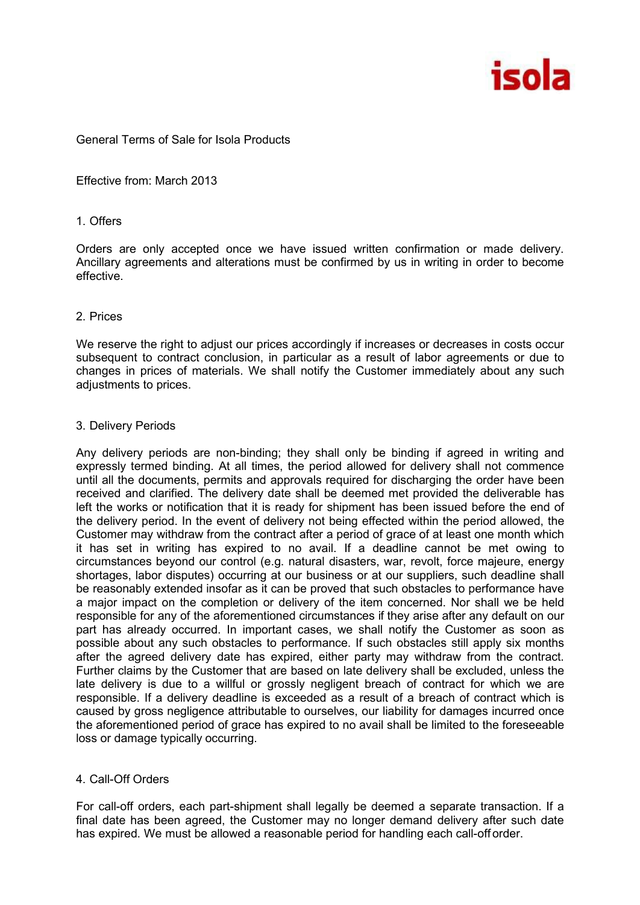isola

# General Terms of Sale for Isola Products

Effective from: March 2013

## 1. Offers

Orders are only accepted once we have issued written confirmation or made delivery. Ancillary agreements and alterations must be confirmed by us in writing in order to become effective.

## 2. Prices

We reserve the right to adjust our prices accordingly if increases or decreases in costs occur subsequent to contract conclusion, in particular as a result of labor agreements or due to changes in prices of materials. We shall notify the Customer immediately about any such adjustments to prices.

## 3. Delivery Periods

Any delivery periods are non-binding; they shall only be binding if agreed in writing and expressly termed binding. At all times, the period allowed for delivery shall not commence until all the documents, permits and approvals required for discharging the order have been received and clarified. The delivery date shall be deemed met provided the deliverable has left the works or notification that it is ready for shipment has been issued before the end of the delivery period. In the event of delivery not being effected within the period allowed, the Customer may withdraw from the contract after a period of grace of at least one month which it has set in writing has expired to no avail. If a deadline cannot be met owing to circumstances beyond our control (e.g. natural disasters, war, revolt, force majeure, energy shortages, labor disputes) occurring at our business or at our suppliers, such deadline shall be reasonably extended insofar as it can be proved that such obstacles to performance have a major impact on the completion or delivery of the item concerned. Nor shall we be held responsible for any of the aforementioned circumstances if they arise after any default on our part has already occurred. In important cases, we shall notify the Customer as soon as possible about any such obstacles to performance. If such obstacles still apply six months after the agreed delivery date has expired, either party may withdraw from the contract. Further claims by the Customer that are based on late delivery shall be excluded, unless the late delivery is due to a willful or grossly negligent breach of contract for which we are responsible. If a delivery deadline is exceeded as a result of a breach of contract which is caused by gross negligence attributable to ourselves, our liability for damages incurred once the aforementioned period of grace has expired to no avail shall be limited to the foreseeable loss or damage typically occurring.

## 4. Call-Off Orders

For call-off orders, each part-shipment shall legally be deemed a separate transaction. If a final date has been agreed, the Customer may no longer demand delivery after such date has expired. We must be allowed a reasonable period for handling each call-off order.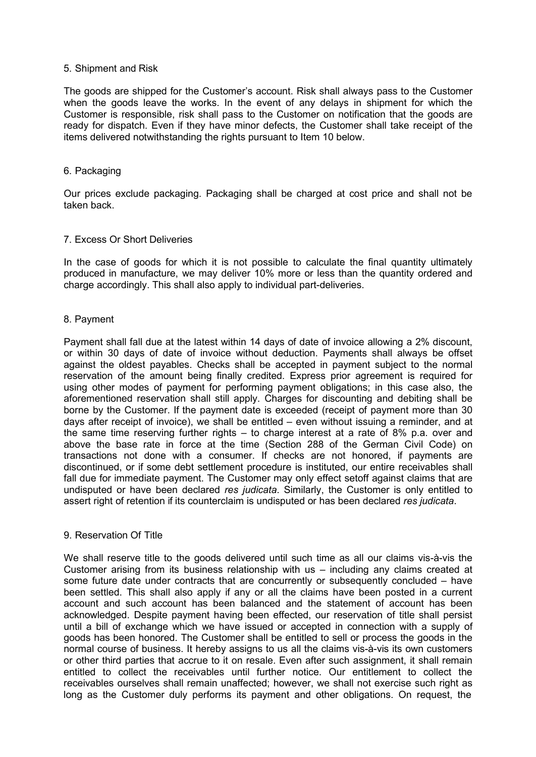## 5. Shipment and Risk

The goods are shipped for the Customer's account. Risk shall always pass to the Customer when the goods leave the works. In the event of any delays in shipment for which the Customer is responsible, risk shall pass to the Customer on notification that the goods are ready for dispatch. Even if they have minor defects, the Customer shall take receipt of the items delivered notwithstanding the rights pursuant to Item 10 below.

## 6. Packaging

Our prices exclude packaging. Packaging shall be charged at cost price and shall not be taken back.

## 7. Excess Or Short Deliveries

In the case of goods for which it is not possible to calculate the final quantity ultimately produced in manufacture, we may deliver 10% more or less than the quantity ordered and charge accordingly. This shall also apply to individual part-deliveries.

## 8. Payment

Payment shall fall due at the latest within 14 days of date of invoice allowing a 2% discount, or within 30 days of date of invoice without deduction. Payments shall always be offset against the oldest payables. Checks shall be accepted in payment subject to the normal reservation of the amount being finally credited. Express prior agreement is required for using other modes of payment for performing payment obligations; in this case also, the aforementioned reservation shall still apply. Charges for discounting and debiting shall be borne by the Customer. If the payment date is exceeded (receipt of payment more than 30 days after receipt of invoice), we shall be entitled – even without issuing a reminder, and at the same time reserving further rights – to charge interest at a rate of 8% p.a. over and above the base rate in force at the time (Section 288 of the German Civil Code) on transactions not done with a consumer. If checks are not honored, if payments are discontinued, or if some debt settlement procedure is instituted, our entire receivables shall fall due for immediate payment. The Customer may only effect setoff against claims that are undisputed or have been declared *res judicata*. Similarly, the Customer is only entitled to assert right of retention if its counterclaim is undisputed or has been declared *res judicata*.

## 9. Reservation Of Title

We shall reserve title to the goods delivered until such time as all our claims vis-à-vis the Customer arising from its business relationship with us – including any claims created at some future date under contracts that are concurrently or subsequently concluded – have been settled. This shall also apply if any or all the claims have been posted in a current account and such account has been balanced and the statement of account has been acknowledged. Despite payment having been effected, our reservation of title shall persist until a bill of exchange which we have issued or accepted in connection with a supply of goods has been honored. The Customer shall be entitled to sell or process the goods in the normal course of business. It hereby assigns to us all the claims vis-à-vis its own customers or other third parties that accrue to it on resale. Even after such assignment, it shall remain entitled to collect the receivables until further notice. Our entitlement to collect the receivables ourselves shall remain unaffected; however, we shall not exercise such right as long as the Customer duly performs its payment and other obligations. On request, the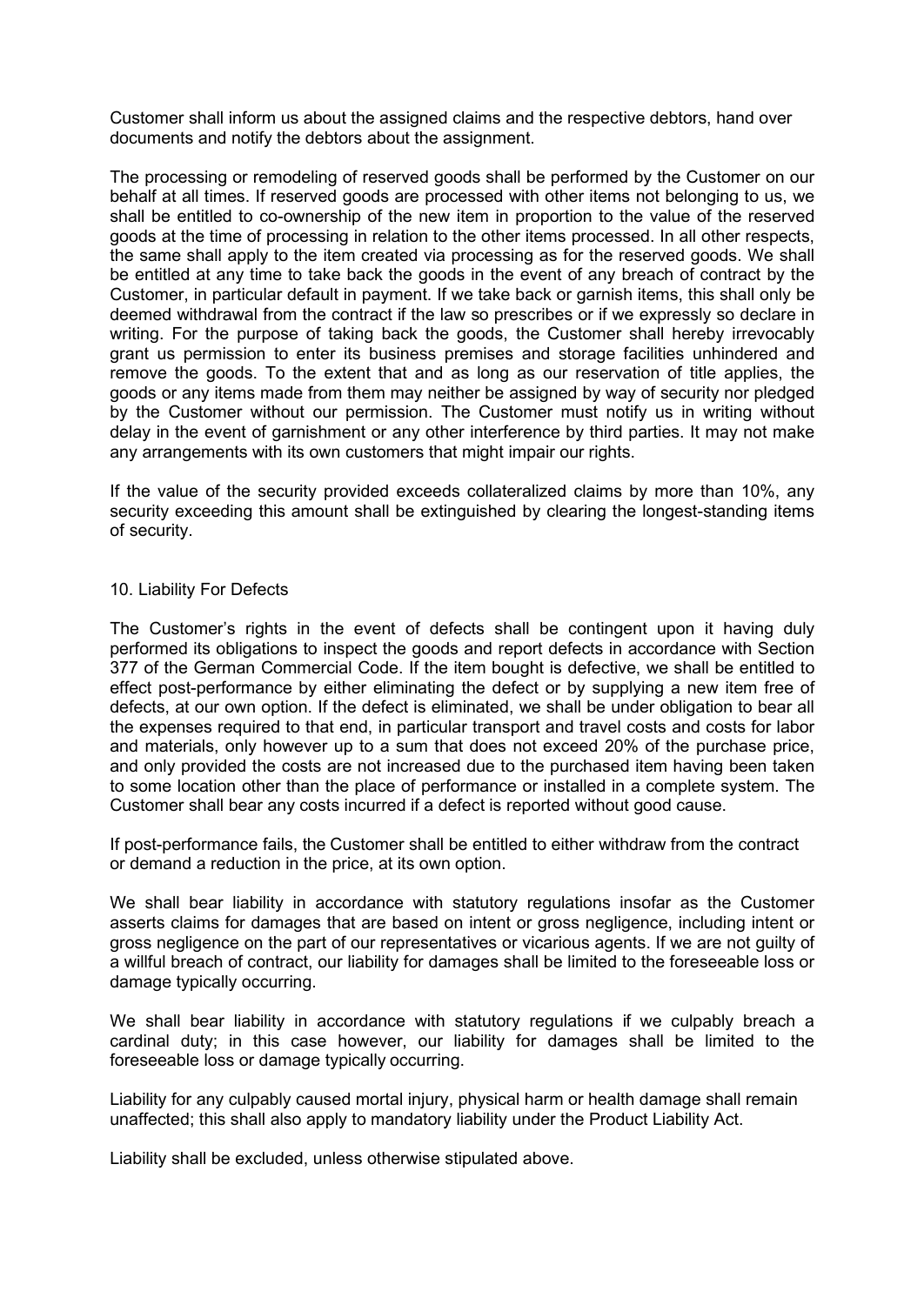Customer shall inform us about the assigned claims and the respective debtors, hand over documents and notify the debtors about the assignment.

The processing or remodeling of reserved goods shall be performed by the Customer on our behalf at all times. If reserved goods are processed with other items not belonging to us, we shall be entitled to co-ownership of the new item in proportion to the value of the reserved goods at the time of processing in relation to the other items processed. In all other respects, the same shall apply to the item created via processing as for the reserved goods. We shall be entitled at any time to take back the goods in the event of any breach of contract by the Customer, in particular default in payment. If we take back or garnish items, this shall only be deemed withdrawal from the contract if the law so prescribes or if we expressly so declare in writing. For the purpose of taking back the goods, the Customer shall hereby irrevocably grant us permission to enter its business premises and storage facilities unhindered and remove the goods. To the extent that and as long as our reservation of title applies, the goods or any items made from them may neither be assigned by way of security nor pledged by the Customer without our permission. The Customer must notify us in writing without delay in the event of garnishment or any other interference by third parties. It may not make any arrangements with its own customers that might impair our rights.

If the value of the security provided exceeds collateralized claims by more than 10%, any security exceeding this amount shall be extinguished by clearing the longest-standing items of security.

## 10. Liability For Defects

The Customer's rights in the event of defects shall be contingent upon it having duly performed its obligations to inspect the goods and report defects in accordance with Section 377 of the German Commercial Code. If the item bought is defective, we shall be entitled to effect post-performance by either eliminating the defect or by supplying a new item free of defects, at our own option. If the defect is eliminated, we shall be under obligation to bear all the expenses required to that end, in particular transport and travel costs and costs for labor and materials, only however up to a sum that does not exceed 20% of the purchase price, and only provided the costs are not increased due to the purchased item having been taken to some location other than the place of performance or installed in a complete system. The Customer shall bear any costs incurred if a defect is reported without good cause.

If post-performance fails, the Customer shall be entitled to either withdraw from the contract or demand a reduction in the price, at its own option.

We shall bear liability in accordance with statutory regulations insofar as the Customer asserts claims for damages that are based on intent or gross negligence, including intent or gross negligence on the part of our representatives or vicarious agents. If we are not guilty of a willful breach of contract, our liability for damages shall be limited to the foreseeable loss or damage typically occurring.

We shall bear liability in accordance with statutory regulations if we culpably breach a cardinal duty; in this case however, our liability for damages shall be limited to the foreseeable loss or damage typically occurring.

Liability for any culpably caused mortal injury, physical harm or health damage shall remain unaffected; this shall also apply to mandatory liability under the Product Liability Act.

Liability shall be excluded, unless otherwise stipulated above.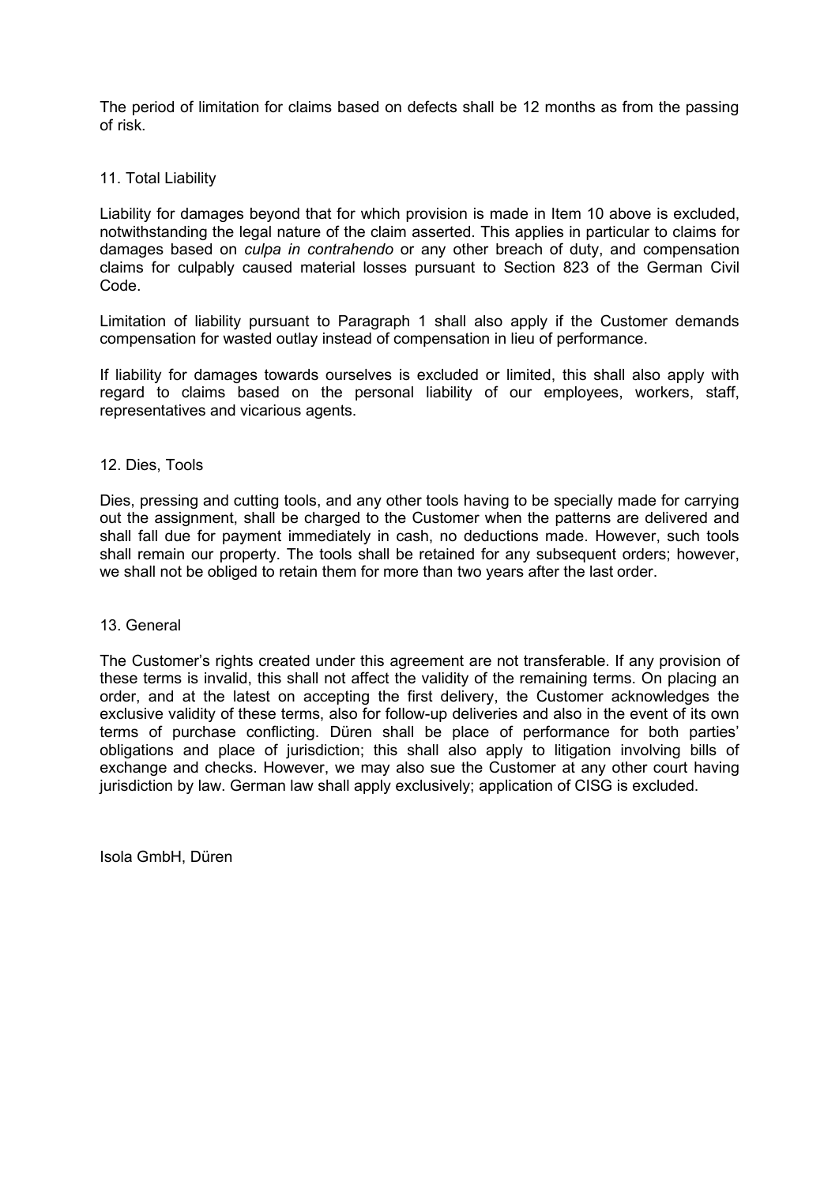The period of limitation for claims based on defects shall be 12 months as from the passing of risk.

## 11. Total Liability

Liability for damages beyond that for which provision is made in Item 10 above is excluded, notwithstanding the legal nature of the claim asserted. This applies in particular to claims for damages based on *culpa in contrahendo* or any other breach of duty, and compensation claims for culpably caused material losses pursuant to Section 823 of the German Civil Code.

Limitation of liability pursuant to Paragraph 1 shall also apply if the Customer demands compensation for wasted outlay instead of compensation in lieu of performance.

If liability for damages towards ourselves is excluded or limited, this shall also apply with regard to claims based on the personal liability of our employees, workers, staff, representatives and vicarious agents.

## 12. Dies, Tools

Dies, pressing and cutting tools, and any other tools having to be specially made for carrying out the assignment, shall be charged to the Customer when the patterns are delivered and shall fall due for payment immediately in cash, no deductions made. However, such tools shall remain our property. The tools shall be retained for any subsequent orders; however, we shall not be obliged to retain them for more than two years after the last order.

## 13. General

The Customer's rights created under this agreement are not transferable. If any provision of these terms is invalid, this shall not affect the validity of the remaining terms. On placing an order, and at the latest on accepting the first delivery, the Customer acknowledges the exclusive validity of these terms, also for follow-up deliveries and also in the event of its own terms of purchase conflicting. Düren shall be place of performance for both parties' obligations and place of jurisdiction; this shall also apply to litigation involving bills of exchange and checks. However, we may also sue the Customer at any other court having jurisdiction by law. German law shall apply exclusively; application of CISG is excluded.

Isola GmbH, Düren